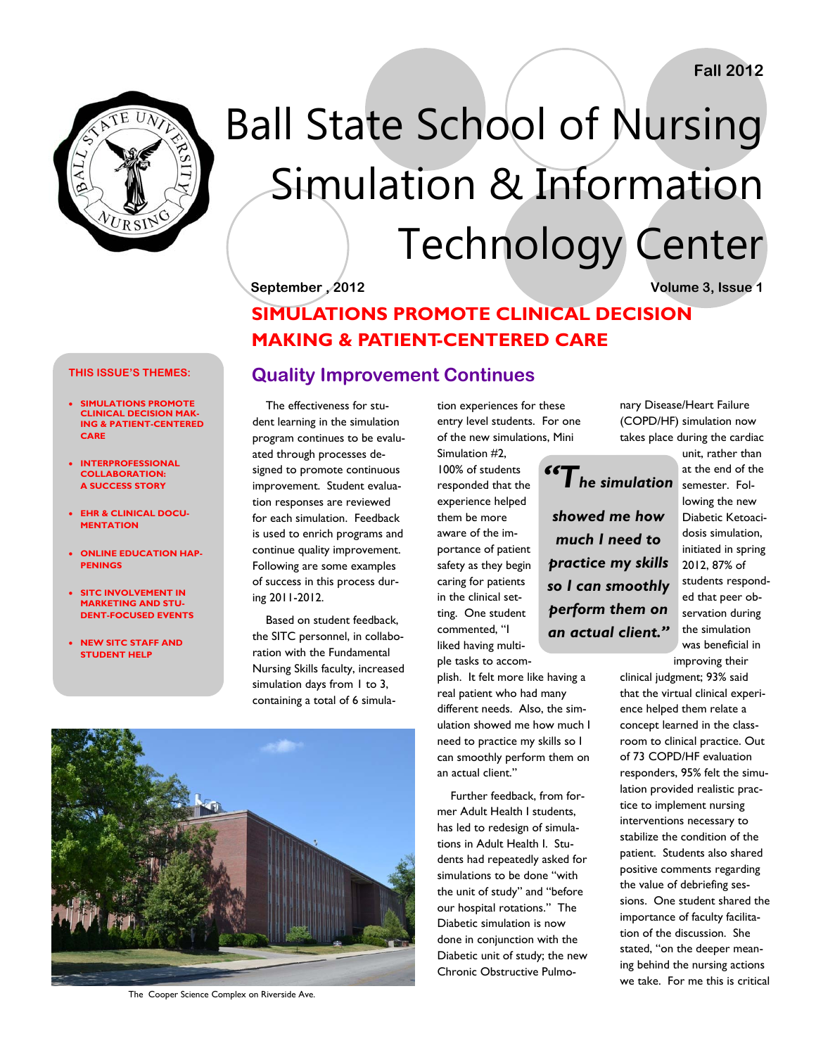Fall 2012

# Ball State School of Nursing Simulation & Information Technology Center

September , 2012

Volume 3, Issue 1

**THIS ISSUE'S THEMES:**

- SIMULATIONS PROMOTE CLINICAL DECISION MAKING & PATIENT-CENTERED CARE
- INTERPROFESSIONAL COLLABORATION: A SUCCESS STORY
- EHR & CLINICAL DOCUMENTATION
- ONLINE EDUCATION HAPPENINGS
- SITC INVOLVEMENT IN MARKETING AND STUDENT-FOCUSED EVENTS
- NEW SITC STAFF AND STUDENT HELP

## SIMULATIONS PROMOTE CLINICAL DECISION MAKING & PATIENT-CENTERED CARE

### Quality Improvement Continues

The effectiveness for student learning in the simulation program continues to be evaluated through processes designed to promote continuous improvement. Student evaluation responses are reviewed for each simulation. Feedback is used to enrich programs and continue quality improvement. Following are some examples of success in this process during 2011-2012.

Based on student feedback, the SITC personnel, in collaboration with the Fundamental Nursing Skills faculty, increased simulation days from 1 to 3, containing a total of 6 simulation experiences for these entry level students. For one of the new simulations, Mini Simulation #2, 100% of students responded that the experience helped them be more aware of the importance of patient safety as they begin caring for patients in the clinical setting. One student commented, "I liked having multiple tasks to accomplish. It felt more like having a real patient who had many different needs. Also, the simulation showed me how much I need to practice my skills so I can smoothly perform them on an actual client."

> ***"The simulation showed me how much I need to practice my skills so I can smoothly perform them on an actual client."***

Further feedback, from former Adult Health I students, has led to redesign of simulations in Adult Health I. Students had repeatedly asked for simulations to be done "with the unit of study" and "before our hospital rotations." The Diabetic simulation is now done in conjunction with the Diabetic unit of study; the new Chronic Obstructive Pulmonary Disease/Heart Failure (COPD/HF) simulation now takes place during the cardiac unit, rather than at the end of the semester. Following the new Diabetic Ketoacidosis simulation, initiated in spring 2012, 87% of students responded that peer observation during the simulation was beneficial in improving their clinical judgment; 93% said that the virtual clinical experience helped them relate a concept learned in the classroom to clinical practice. Out of 73 COPD/HF evaluation responders, 95% felt the simulation provided realistic practice to implement nursing interventions necessary to stabilize the condition of the patient. Students also shared positive comments regarding the value of debriefing sessions. One student shared the importance of faculty facilitation of the discussion. She stated, "on the deeper meaning behind the nursing actions we take. For me this is critical

The Cooper Science Complex on Riverside Ave.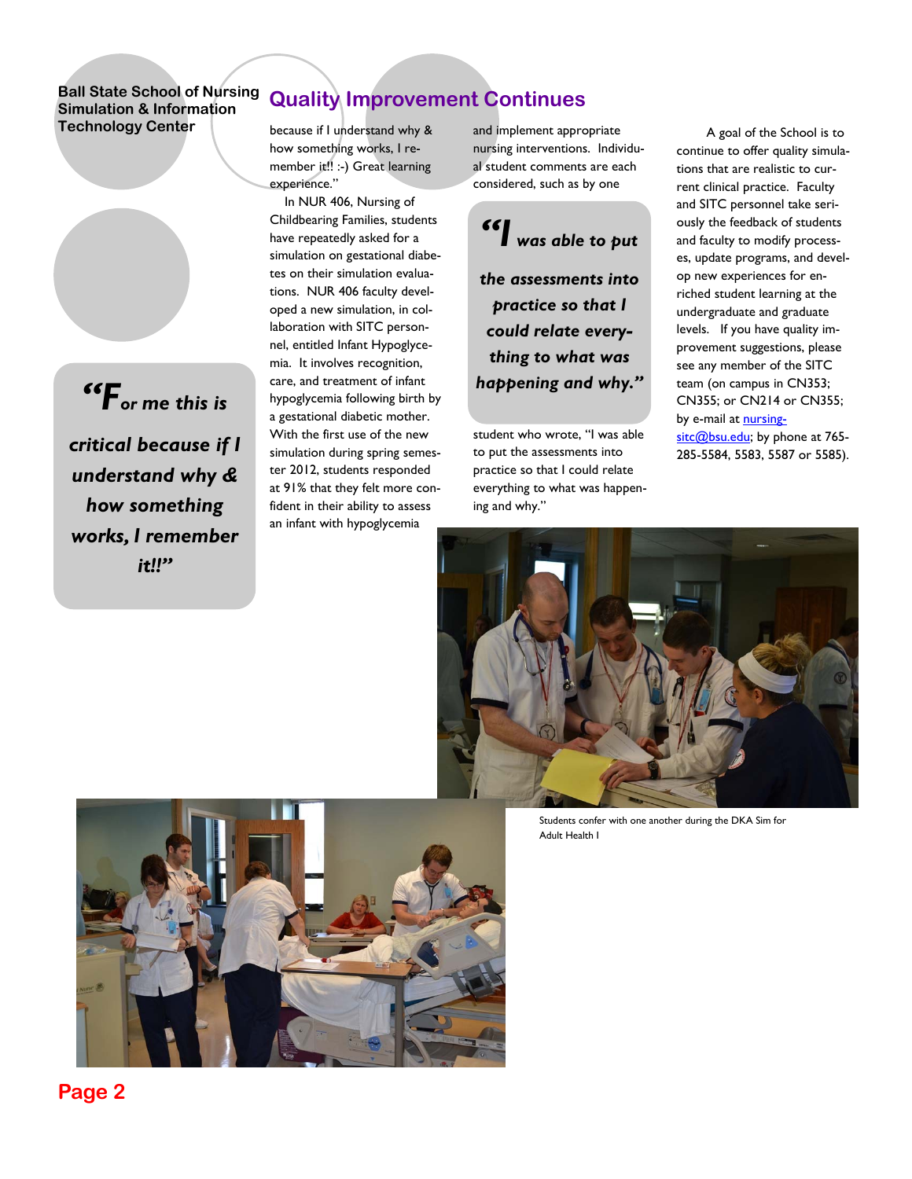## Quality Improvement Continues

> "For me this is critical because if I understand why & how something works, I remember it!!"

because if I understand why & how something works, I remember it!! :-) Great learning experience."

In NUR 406, Nursing of Childbearing Families, students have repeatedly asked for a simulation on gestational diabetes on their simulation evaluations. NUR 406 faculty developed a new simulation, in collaboration with SITC personnel, entitled Infant Hypoglycemia. It involves recognition, care, and treatment of infant hypoglycemia following birth by a gestational diabetic mother. With the first use of the new simulation during spring semester 2012, students responded at 91% that they felt more confident in their ability to assess an infant with hypoglycemia and implement appropriate nursing interventions. Individual student comments are each considered, such as by one student who wrote, "I was able to put the assessments into practice so that I could relate everything to what was happening and why."

> "I was able to put the assessments into practice so that I could relate everything to what was happening and why."

A goal of the School is to continue to offer quality simulations that are realistic to current clinical practice. Faculty and SITC personnel take seriously the feedback of students and faculty to modify processes, update programs, and develop new experiences for enriched student learning at the undergraduate and graduate levels. If you have quality improvement suggestions, please see any member of the SITC team (on campus in CN353; CN355; or CN214 or CN355; by e-mail at nursing-sitc@bsu.edu; by phone at 765-285-5584, 5583, 5587 or 5585).

Students confer with one another during the DKA Sim for Adult Health I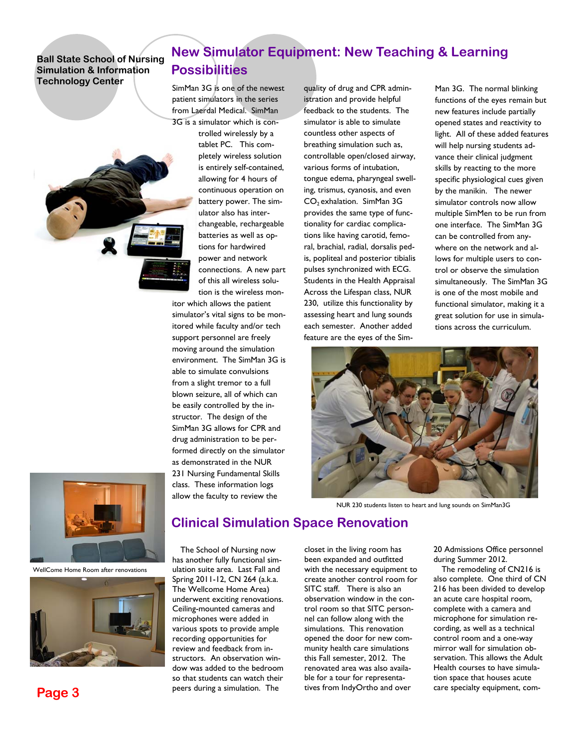**Ball State School of Nursing Simulation & Information Technology Center**

## New Simulator Equipment: New Teaching & Learning Possibilities

SimMan 3G is one of the newest patient simulators in the series from Laerdal Medical. SimMan 3G is a simulator which is controlled wirelessly by a tablet PC. This completely wireless solution is entirely self-contained, allowing for 4 hours of continuous operation on battery power. The simulator also has interchangeable, rechargeable batteries as well as options for hardwired power and network connections. A new part of this all wireless solution is the wireless monitor which allows the patient simulator's vital signs to be monitored while faculty and/or tech support personnel are freely moving around the simulation environment. The SimMan 3G is able to simulate convulsions from a slight tremor to a full blown seizure, all of which can be easily controlled by the instructor. The design of the SimMan 3G allows for CPR and drug administration to be performed directly on the simulator as demonstrated in the NUR 231 Nursing Fundamental Skills class. These information logs allow the faculty to review the quality of drug and CPR administration and provide helpful feedback to the students. The simulator is able to simulate countless other aspects of breathing simulation such as, controllable open/closed airway, various forms of intubation, tongue edema, pharyngeal swelling, trismus, cyanosis, and even $CO_2$ exhalation. SimMan 3G provides the same type of functionality for cardiac complications like having carotid, femoral, brachial, radial, dorsalis pedis, popliteal and posterior tibialis pulses synchronized with ECG. Students in the Health Appraisal Across the Lifespan class, NUR 230, utilize this functionality by assessing heart and lung sounds each semester. Another added feature are the eyes of the SimMan 3G. The normal blinking functions of the eyes remain but new features include partially opened states and reactivity to light. All of these added features will help nursing students advance their clinical judgment skills by reacting to the more specific physiological cues given by the manikin. The newer simulator controls now allow multiple SimMen to be run from one interface. The SimMan 3G can be controlled from anywhere on the network and allows for multiple users to control or observe the simulation simultaneously. The SimMan 3G is one of the most mobile and functional simulator, making it a great solution for use in simulations across the curriculum.

NUR 230 students listen to heart and lung sounds on SimMan3G

## Clinical Simulation Space Renovation

The School of Nursing now has another fully functional simulation suite area. Last Fall and Spring 2011-12, CN 264 (a.k.a. The Wellcome Home Area) underwent exciting renovations. Ceiling-mounted cameras and microphones were added in various spots to provide ample recording opportunities for review and feedback from instructors. An observation window was added to the bedroom so that students can watch their peers during a simulation. The closet in the living room has been expanded and outfitted with the necessary equipment to create another control room for SITC staff. There is also an observation window in the control room so that SITC personnel can follow along with the simulations. This renovation opened the door for new community health care simulations this Fall semester, 2012. The renovated area was also available for a tour for representatives from IndyOrtho and over 20 Admissions Office personnel during Summer 2012.

The remodeling of CN216 is also complete. One third of CN 216 has been divided to develop an acute care hospital room, complete with a camera and microphone for simulation recording, as well as a technical control room and a one-way mirror wall for simulation observation. This allows the Adult Health courses to have simulation space that houses acute care specialty equipment, com-

WellCome Home Room after renovations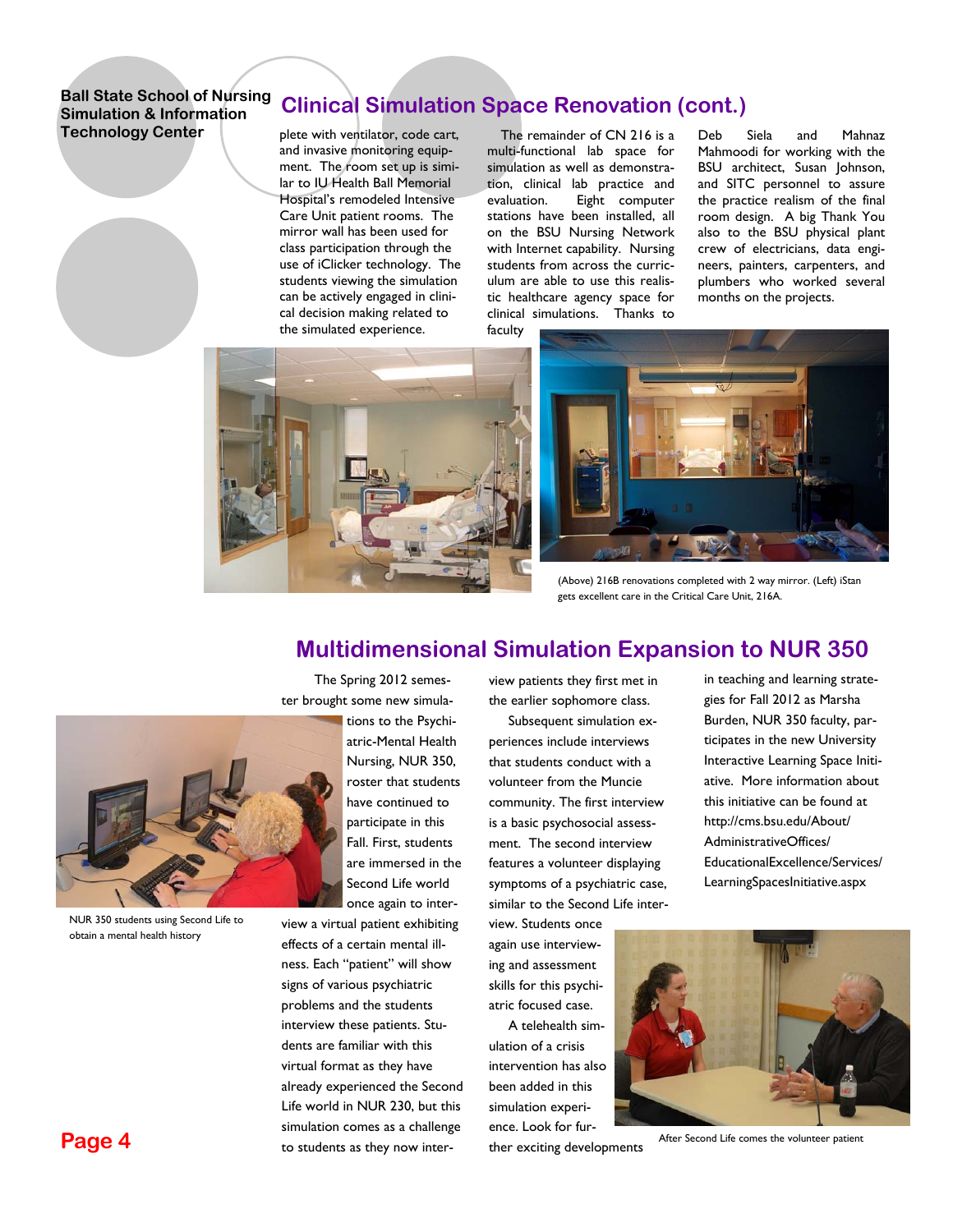Ball State School of Nursing Simulation & Information Technology Center

## Clinical Simulation Space Renovation (cont.)

plete with ventilator, code cart, and invasive monitoring equipment. The room set up is similar to IU Health Ball Memorial Hospital's remodeled Intensive Care Unit patient rooms. The mirror wall has been used for class participation through the use of iClicker technology. The students viewing the simulation can be actively engaged in clinical decision making related to the simulated experience.

The remainder of CN 216 is a multi-functional lab space for simulation as well as demonstration, clinical lab practice and evaluation. Eight computer stations have been installed, all on the BSU Nursing Network with Internet capability. Nursing students from across the curriculum are able to use this realistic healthcare agency space for clinical simulations. Thanks to faculty Deb Siela and Mahnaz Mahmoodi for working with the BSU architect, Susan Johnson, and SITC personnel to assure the practice realism of the final room design. A big Thank You also to the BSU physical plant crew of electricians, data engineers, painters, carpenters, and plumbers who worked several months on the projects.

(Above) 216B renovations completed with 2 way mirror. (Left) iStan gets excellent care in the Critical Care Unit, 216A.

## Multidimensional Simulation Expansion to NUR 350

The Spring 2012 semester brought some new simulations to the Psychiatric-Mental Health Nursing, NUR 350, roster that students have continued to participate in this Fall. First, students are immersed in the Second Life world once again to interview a virtual patient exhibiting effects of a certain mental illness. Each "patient" will show signs of various psychiatric problems and the students interview these patients. Students are familiar with this virtual format as they have already experienced the Second Life world in NUR 230, but this simulation comes as a challenge to students as they now interview patients they first met in the earlier sophomore class.

NUR 350 students using Second Life to obtain a mental health history

Subsequent simulation experiences include interviews that students conduct with a volunteer from the Muncie community. The first interview is a basic psychosocial assessment. The second interview features a volunteer displaying symptoms of a psychiatric case, similar to the Second Life interview. Students once again use interviewing and assessment skills for this psychiatric focused case.

A telehealth simulation of a crisis intervention has also been added in this simulation experience. Look for further exciting developments in teaching and learning strategies for Fall 2012 as Marsha Burden, NUR 350 faculty, participates in the new University Interactive Learning Space Initiative. More information about this initiative can be found at http://cms.bsu.edu/About/AdministrativeOffices/EducationalExcellence/Services/LearningSpacesInitiative.aspx

After Second Life comes the volunteer patient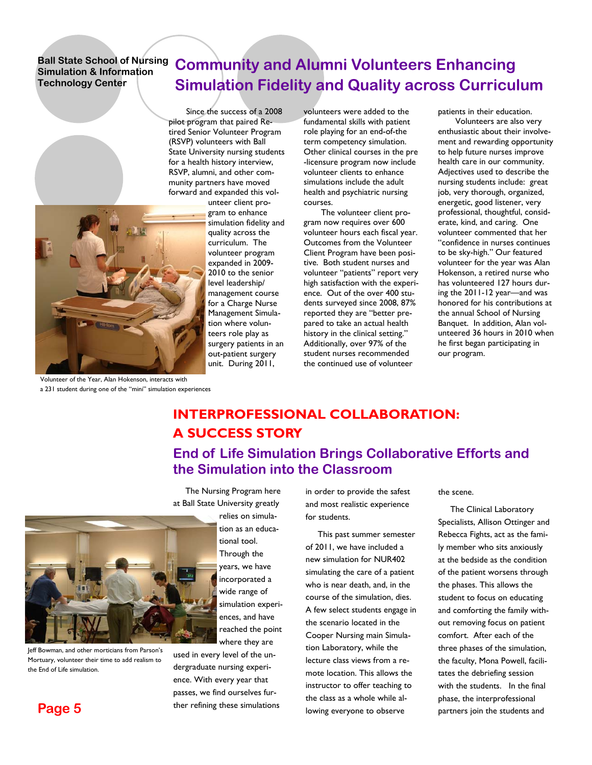Ball State School of Nursing Simulation & Information Technology Center

# Community and Alumni Volunteers Enhancing Simulation Fidelity and Quality across Curriculum

Since the success of a 2008 pilot program that paired Retired Senior Volunteer Program (RSVP) volunteers with Ball State University nursing students for a health history interview, RSVP, alumni, and other community partners have moved forward and expanded this volunteer client program to enhance simulation fidelity and quality across the curriculum. The volunteer program expanded in 2009-2010 to the senior level leadership/ management course for a Charge Nurse Management Simulation where volunteers role play as surgery patients in an out-patient surgery unit. During 2011, volunteers were added to the fundamental skills with patient role playing for an end-of-the term competency simulation. Other clinical courses in the pre-licensure program now include volunteer clients to enhance simulations include the adult health and psychiatric nursing courses.

The volunteer client program now requires over 600 volunteer hours each fiscal year. Outcomes from the Volunteer Client Program have been positive. Both student nurses and volunteer "patients" report very high satisfaction with the experience. Out of the over 400 students surveyed since 2008, 87% reported they are "better prepared to take an actual health history in the clinical setting." Additionally, over 97% of the student nurses recommended the continued use of volunteer patients in their education.

Volunteers are also very enthusiastic about their involvement and rewarding opportunity to help future nurses improve health care in our community. Adjectives used to describe the nursing students include: great job, very thorough, organized, energetic, good listener, very professional, thoughtful, considerate, kind, and caring. One volunteer commented that her "confidence in nurses continues to be sky-high." Our featured volunteer for the year was Alan Hokenson, a retired nurse who has volunteered 127 hours during the 2011-12 year—and was honored for his contributions at the annual School of Nursing Banquet. In addition, Alan volunteered 36 hours in 2010 when he first began participating in our program.

Volunteer of the Year, Alan Hokenson, interacts with a 231 student during one of the "mini" simulation experiences

## INTERPROFESSIONAL COLLABORATION: A SUCCESS STORY

### End of Life Simulation Brings Collaborative Efforts and the Simulation into the Classroom

The Nursing Program here at Ball State University greatly relies on simulation as an educational tool. Through the years, we have incorporated a wide range of simulation experiences, and have reached the point where they are used in every level of the undergraduate nursing experience. With every year that passes, we find ourselves further refining these simulations in order to provide the safest and most realistic experience for students.

This past summer semester of 2011, we have included a new simulation for NUR402 simulating the care of a patient who is near death, and, in the course of the simulation, dies. A few select students engage in the scenario located in the Cooper Nursing main Simulation Laboratory, while the lecture class views from a remote location. This allows the instructor to offer teaching to the class as a whole while allowing everyone to observe the scene.

The Clinical Laboratory Specialists, Allison Ottinger and Rebecca Fights, act as the family member who sits anxiously at the bedside as the condition of the patient worsens through the phases. This allows the student to focus on educating and comforting the family without removing focus on patient comfort. After each of the three phases of the simulation, the faculty, Mona Powell, facilitates the debriefing session with the students. In the final phase, the interprofessional partners join the students and

Jeff Bowman, and other morticians from Parson's Mortuary, volunteer their time to add realism to the End of Life simulation.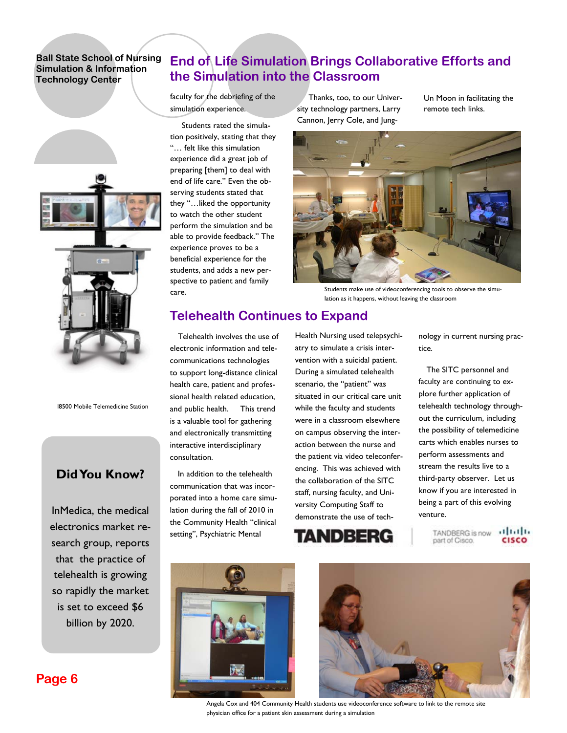## End of Life Simulation Brings Collaborative Efforts and the Simulation into the Classroom

faculty for the debriefing of the simulation experience.

Students rated the simulation positively, stating that they "… felt like this simulation experience did a great job of preparing [them] to deal with end of life care." Even the observing students stated that they "…liked the opportunity to watch the other student perform the simulation and be able to provide feedback." The experience proves to be a beneficial experience for the students, and adds a new perspective to patient and family care.

Thanks, too, to our University technology partners, Larry Cannon, Jerry Cole, and Jung-Un Moon in facilitating the remote tech links.

Students make use of videoconferencing tools to observe the simulation as it happens, without leaving the classroom

## Telehealth Continues to Expand

Telehealth involves the use of electronic information and telecommunications technologies to support long-distance clinical health care, patient and professional health related education, and public health. This trend is a valuable tool for gathering and electronically transmitting interactive interdisciplinary consultation.

In addition to the telehealth communication that was incorporated into a home care simulation during the fall of 2010 in the Community Health "clinical setting", Psychiatric Mental Health Nursing used telepsychiatry to simulate a crisis intervention with a suicidal patient. During a simulated telehealth scenario, the "patient" was situated in our critical care unit while the faculty and students were in a classroom elsewhere on campus observing the interaction between the nurse and the patient via video teleconferencing. This was achieved with the collaboration of the SITC staff, nursing faculty, and University Computing Staff to demonstrate the use of technology in current nursing practice.

The SITC personnel and faculty are continuing to explore further application of telehealth technology throughout the curriculum, including the possibility of telemedicine carts which enables nurses to perform assessments and stream the results live to a third-party observer. Let us know if you are interested in being a part of this evolving venture.

TANDBERG | TANDBERG is now part of Cisco. CISCO

I8500 Mobile Telemedicine Station

### Did You Know?

InMedica, the medical electronics market research group, reports that the practice of telehealth is growing so rapidly the market is set to exceed $6 billion by 2020.

Angela Cox and 404 Community Health students use videoconference software to link to the remote site physician office for a patient skin assessment during a simulation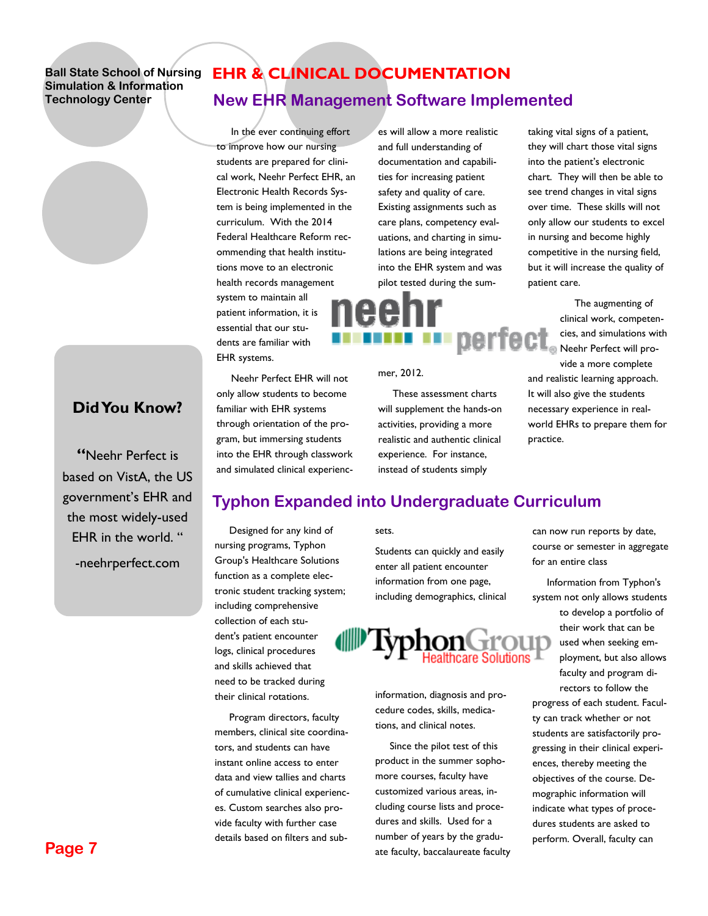Ball State School of Nursing Simulation & Information Technology Center

# EHR & CLINICAL DOCUMENTATION

## New EHR Management Software Implemented

In the ever continuing effort to improve how our nursing students are prepared for clinical work, Neehr Perfect EHR, an Electronic Health Records System is being implemented in the curriculum. With the 2014 Federal Healthcare Reform recommending that health institutions move to an electronic health records management system to maintain all patient information, it is essential that our students are familiar with EHR systems.

Neehr Perfect EHR will not only allow students to become familiar with EHR systems through orientation of the program, but immersing students into the EHR through classwork and simulated clinical experiences will allow a more realistic and full understanding of documentation and capabilities for increasing patient safety and quality of care. Existing assignments such as care plans, competency evaluations, and charting in simulations are being integrated into the EHR system and was pilot tested during the summer, 2012.

These assessment charts will supplement the hands-on activities, providing a more realistic and authentic clinical experience. For instance, instead of students simply taking vital signs of a patient, they will chart those vital signs into the patient's electronic chart. They will then be able to see trend changes in vital signs over time. These skills will not only allow our students to excel in nursing and become highly competitive in the nursing field, but it will increase the quality of patient care.

The augmenting of clinical work, competencies, and simulations with Neehr Perfect will provide a more complete and realistic learning approach. It will also give the students necessary experience in real-world EHRs to prepare them for practice.

### Did You Know?

"Neehr Perfect is based on VistA, the US government's EHR and the most widely-used EHR in the world."

-neehrperfect.com

## Typhon Expanded into Undergraduate Curriculum

Designed for any kind of nursing programs, Typhon Group's Healthcare Solutions function as a complete electronic student tracking system; including comprehensive collection of each student's patient encounter logs, clinical procedures and skills achieved that need to be tracked during their clinical rotations.

Program directors, faculty members, clinical site coordinators, and students can have instant online access to enter data and view tallies and charts of cumulative clinical experiences. Custom searches also provide faculty with further case details based on filters and subsets.

Students can quickly and easily enter all patient encounter information from one page, including demographics, clinical information, diagnosis and procedure codes, skills, medications, and clinical notes.

Since the pilot test of this product in the summer sophomore courses, faculty have customized various areas, including course lists and procedures and skills. Used for a number of years by the graduate faculty, baccalaureate faculty can now run reports by date, course or semester in aggregate for an entire class

Information from Typhon's system not only allows students to develop a portfolio of their work that can be used when seeking employment, but also allows faculty and program directors to follow the progress of each student. Faculty can track whether or not students are satisfactorily progressing in their clinical experiences, thereby meeting the objectives of the course. Demographic information will indicate what types of procedures students are asked to perform. Overall, faculty can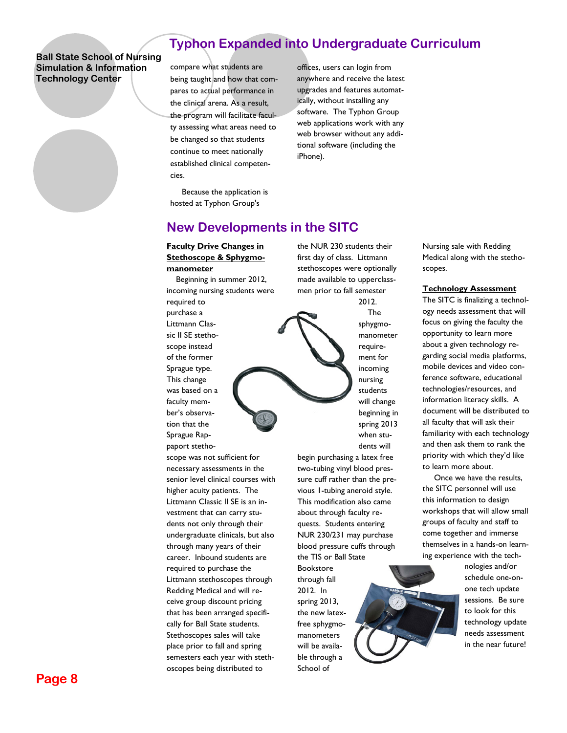## Typhon Expanded into Undergraduate Curriculum

compare what students are being taught and how that compares to actual performance in the clinical arena. As a result, the program will facilitate faculty assessing what areas need to be changed so that students continue to meet nationally established clinical competencies.

Because the application is hosted at Typhon Group's offices, users can login from anywhere and receive the latest upgrades and features automatically, without installing any software. The Typhon Group web applications work with any web browser without any additional software (including the iPhone).

## New Developments in the SITC

**Faculty Drive Changes in Stethoscope & Sphygmomanometer**

Beginning in summer 2012, incoming nursing students were required to purchase a Littmann Classic II SE stethoscope instead of the former Sprague type. This change was based on a faculty member's observation that the Sprague Rappaport stethoscope was not sufficient for necessary assessments in the senior level clinical courses with higher acuity patients. The Littmann Classic II SE is an investment that can carry students not only through their undergraduate clinicals, but also through many years of their career. Inbound students are required to purchase the Littmann stethoscopes through Redding Medical and will receive group discount pricing that has been arranged specifically for Ball State students. Stethoscopes sales will take place prior to fall and spring semesters each year with stethoscopes being distributed to the NUR 230 students their first day of class. Littmann stethoscopes were optionally made available to upperclassmen prior to fall semester 2012.

The sphygmomanometer requirement for incoming nursing students will change beginning in spring 2013 when students will begin purchasing a latex free two-tubing vinyl blood pressure cuff rather than the previous 1-tubing aneroid style. This modification also came about through faculty requests. Students entering NUR 230/231 may purchase blood pressure cuffs through the TIS or Ball State Bookstore through fall 2012. In spring 2013, the new latex-free sphygmomanometers will be available through a School of Nursing sale with Redding Medical along with the stethoscopes.

**Technology Assessment**

The SITC is finalizing a technology needs assessment that will focus on giving the faculty the opportunity to learn more about a given technology regarding social media platforms, mobile devices and video conference software, educational technologies/resources, and information literacy skills. A document will be distributed to all faculty that will ask their familiarity with each technology and then ask them to rank the priority with which they'd like to learn more about.

Once we have the results, the SITC personnel will use this information to design workshops that will allow small groups of faculty and staff to come together and immerse themselves in a hands-on learning experience with the technologies and/or schedule one-on-one tech update sessions. Be sure to look for this technology update needs assessment in the near future!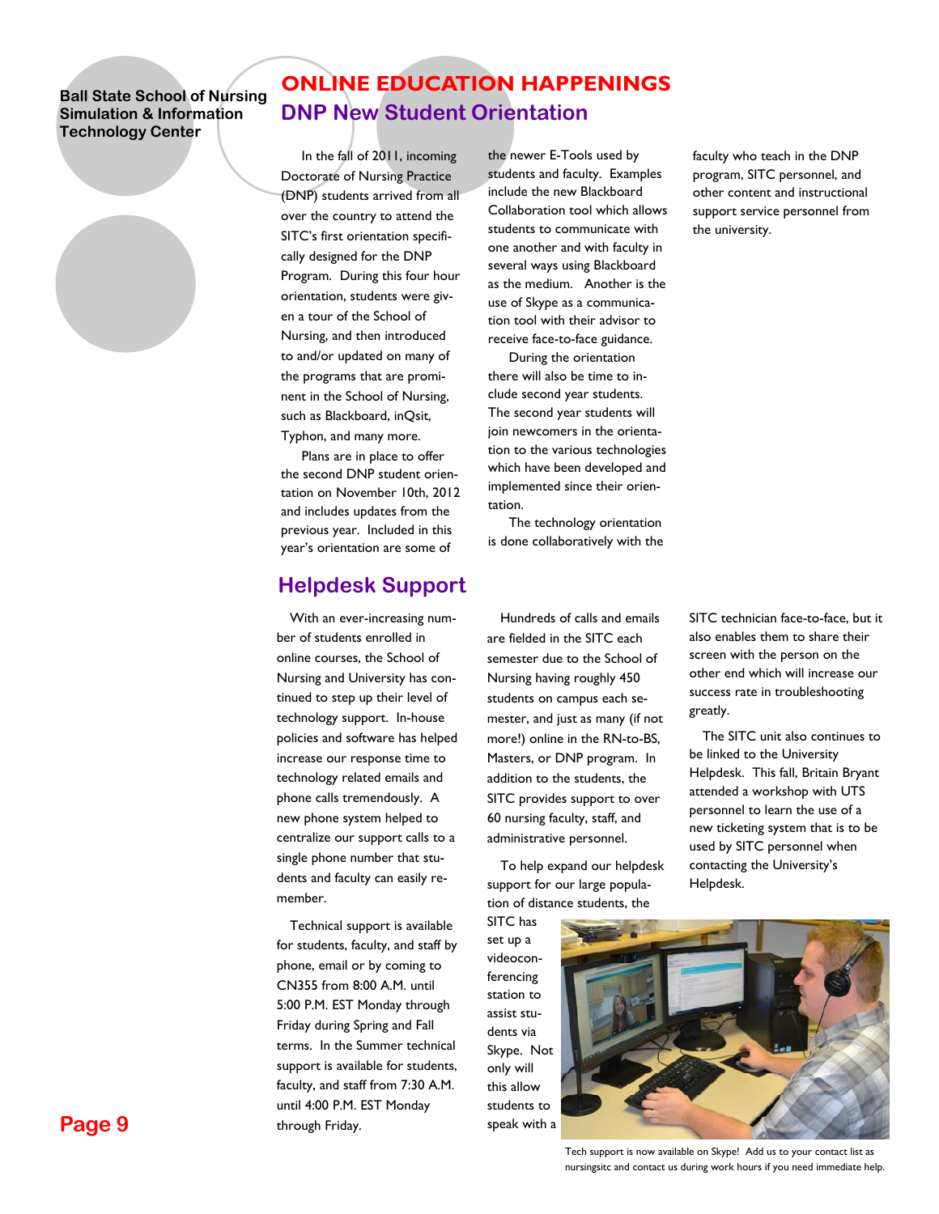## ONLINE EDUCATION HAPPENINGS

### DNP New Student Orientation

In the fall of 2011, incoming Doctorate of Nursing Practice (DNP) students arrived from all over the country to attend the SITC's first orientation specifically designed for the DNP Program. During this four hour orientation, students were given a tour of the School of Nursing, and then introduced to and/or updated on many of the programs that are prominent in the School of Nursing, such as Blackboard, inQsit, Typhon, and many more.

Plans are in place to offer the second DNP student orientation on November 10th, 2012 and includes updates from the previous year. Included in this year's orientation are some of the newer E-Tools used by students and faculty. Examples include the new Blackboard Collaboration tool which allows students to communicate with one another and with faculty in several ways using Blackboard as the medium. Another is the use of Skype as a communication tool with their advisor to receive face-to-face guidance.

During the orientation there will also be time to include second year students. The second year students will join newcomers in the orientation to the various technologies which have been developed and implemented since their orientation.

The technology orientation is done collaboratively with the faculty who teach in the DNP program, SITC personnel, and other content and instructional support service personnel from the university.

### Helpdesk Support

With an ever-increasing number of students enrolled in online courses, the School of Nursing and University has continued to step up their level of technology support. In-house policies and software has helped increase our response time to technology related emails and phone calls tremendously. A new phone system helped to centralize our support calls to a single phone number that students and faculty can easily remember.

Technical support is available for students, faculty, and staff by phone, email or by coming to CN355 from 8:00 A.M. until 5:00 P.M. EST Monday through Friday during Spring and Fall terms. In the Summer technical support is available for students, faculty, and staff from 7:30 A.M. until 4:00 P.M. EST Monday through Friday.

Hundreds of calls and emails are fielded in the SITC each semester due to the School of Nursing having roughly 450 students on campus each semester, and just as many (if not more!) online in the RN-to-BS, Masters, or DNP program. In addition to the students, the SITC provides support to over 60 nursing faculty, staff, and administrative personnel.

To help expand our helpdesk support for our large population of distance students, the SITC has set up a videoconferencing station to assist students via Skype. Not only will this allow students to speak with a SITC technician face-to-face, but it also enables them to share their screen with the person on the other end which will increase our success rate in troubleshooting greatly.

The SITC unit also continues to be linked to the University Helpdesk. This fall, Britain Bryant attended a workshop with UTS personnel to learn the use of a new ticketing system that is to be used by SITC personnel when contacting the University's Helpdesk.

Tech support is now available on Skype! Add us to your contact list as nursingsitc and contact us during work hours if you need immediate help.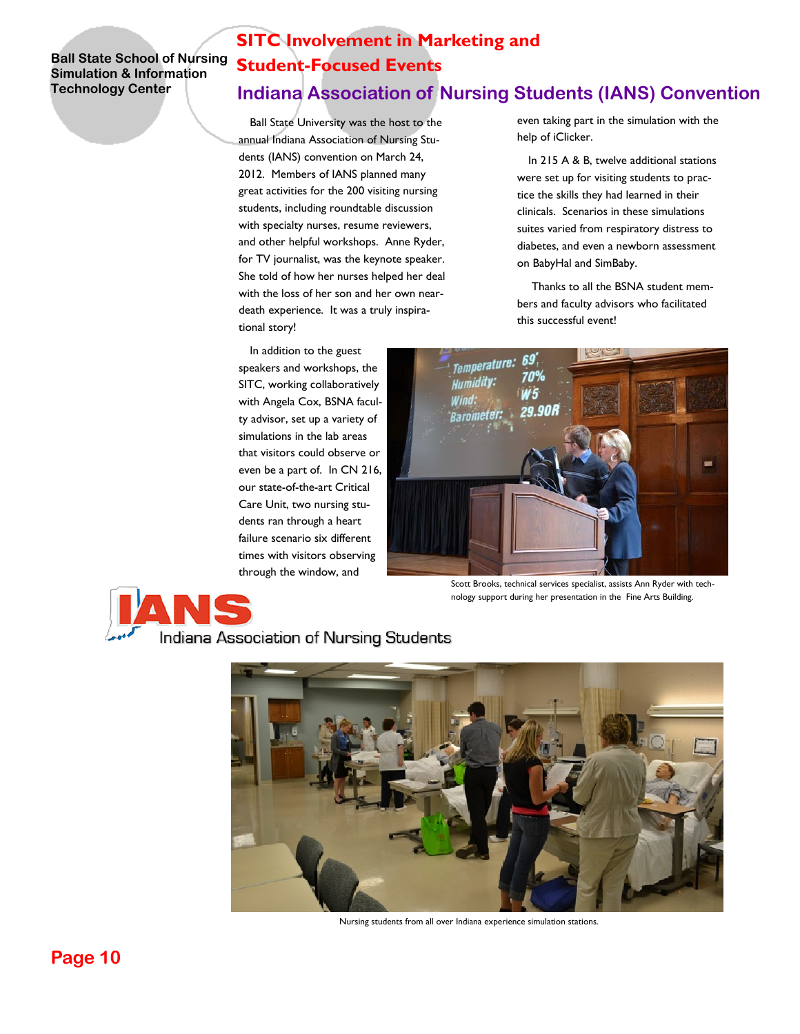Ball State School of Nursing Simulation & Information Technology Center

# SITC Involvement in Marketing and Student-Focused Events

## Indiana Association of Nursing Students (IANS) Convention

Ball State University was the host to the annual Indiana Association of Nursing Students (IANS) convention on March 24, 2012. Members of IANS planned many great activities for the 200 visiting nursing students, including roundtable discussion with specialty nurses, resume reviewers, and other helpful workshops. Anne Ryder, for TV journalist, was the keynote speaker. She told of how her nurses helped her deal with the loss of her son and her own near-death experience. It was a truly inspirational story!

In addition to the guest speakers and workshops, the SITC, working collaboratively with Angela Cox, BSNA faculty advisor, set up a variety of simulations in the lab areas that visitors could observe or even be a part of. In CN 216, our state-of-the-art Critical Care Unit, two nursing students ran through a heart failure scenario six different times with visitors observing through the window, and even taking part in the simulation with the help of iClicker.

In 215 A & B, twelve additional stations were set up for visiting students to practice the skills they had learned in their clinicals. Scenarios in these simulations suites varied from respiratory distress to diabetes, and even a newborn assessment on BabyHal and SimBaby.

Thanks to all the BSNA student members and faculty advisors who facilitated this successful event!

Scott Brooks, technical services specialist, assists Ann Ryder with technology support during her presentation in the Fine Arts Building.

IANS Indiana Association of Nursing Students

Nursing students from all over Indiana experience simulation stations.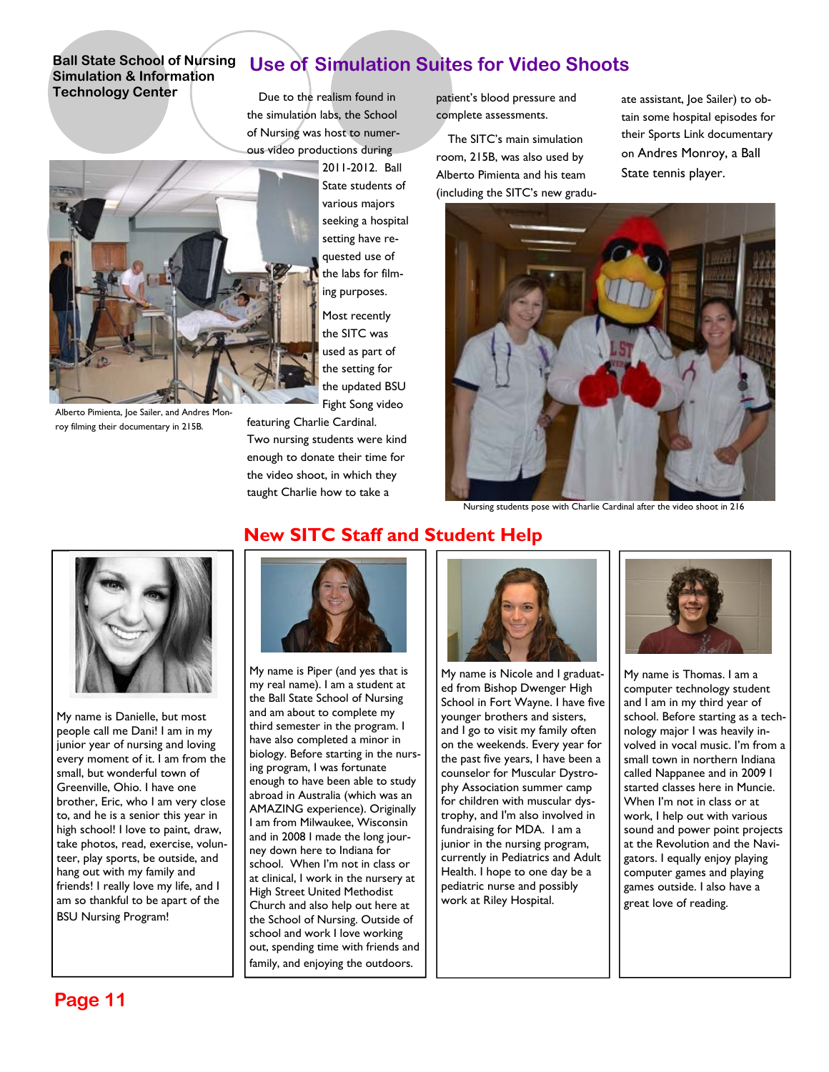Ball State School of Nursing Simulation & Information Technology Center

## Use of Simulation Suites for Video Shoots

Due to the realism found in the simulation labs, the School of Nursing was host to numerous video productions during 2011-2012. Ball State students of various majors seeking a hospital setting have requested use of the labs for filming purposes.

Alberto Pimienta, Joe Sailer, and Andres Monroy filming their documentary in 215B.

Most recently the SITC was used as part of the setting for the updated BSU Fight Song video featuring Charlie Cardinal. Two nursing students were kind enough to donate their time for the video shoot, in which they taught Charlie how to take a patient's blood pressure and complete assessments.

The SITC's main simulation room, 215B, was also used by Alberto Pimienta and his team (including the SITC's new graduate assistant, Joe Sailer) to obtain some hospital episodes for their Sports Link documentary on Andres Monroy, a Ball State tennis player.

Nursing students pose with Charlie Cardinal after the video shoot in 216

## New SITC Staff and Student Help

My name is Danielle, but most people call me Dani! I am in my junior year of nursing and loving every moment of it. I am from the small, but wonderful town of Greenville, Ohio. I have one brother, Eric, who I am very close to, and he is a senior this year in high school! I love to paint, draw, take photos, read, exercise, volunteer, play sports, be outside, and hang out with my family and friends! I really love my life, and I am so thankful to be apart of the BSU Nursing Program!

My name is Piper (and yes that is my real name). I am a student at the Ball State School of Nursing and am about to complete my third semester in the program. I have also completed a minor in biology. Before starting in the nursing program, I was fortunate enough to have been able to study abroad in Australia (which was an AMAZING experience). Originally I am from Milwaukee, Wisconsin and in 2008 I made the long journey down here to Indiana for school. When I'm not in class or at clinical, I work in the nursery at High Street United Methodist Church and also help out here at the School of Nursing. Outside of school and work I love working out, spending time with friends and family, and enjoying the outdoors.

My name is Nicole and I graduated from Bishop Dwenger High School in Fort Wayne. I have five younger brothers and sisters, and I go to visit my family often on the weekends. Every year for the past five years, I have been a counselor for Muscular Dystrophy Association summer camp for children with muscular dystrophy, and I'm also involved in fundraising for MDA. I am a junior in the nursing program, currently in Pediatrics and Adult Health. I hope to one day be a pediatric nurse and possibly work at Riley Hospital.

My name is Thomas. I am a computer technology student and I am in my third year of school. Before starting as a technology major I was heavily involved in vocal music. I'm from a small town in northern Indiana called Nappanee and in 2009 I started classes here in Muncie. When I'm not in class or at work, I help out with various sound and power point projects at the Revolution and the Navigators. I equally enjoy playing computer games and playing games outside. I also have a great love of reading.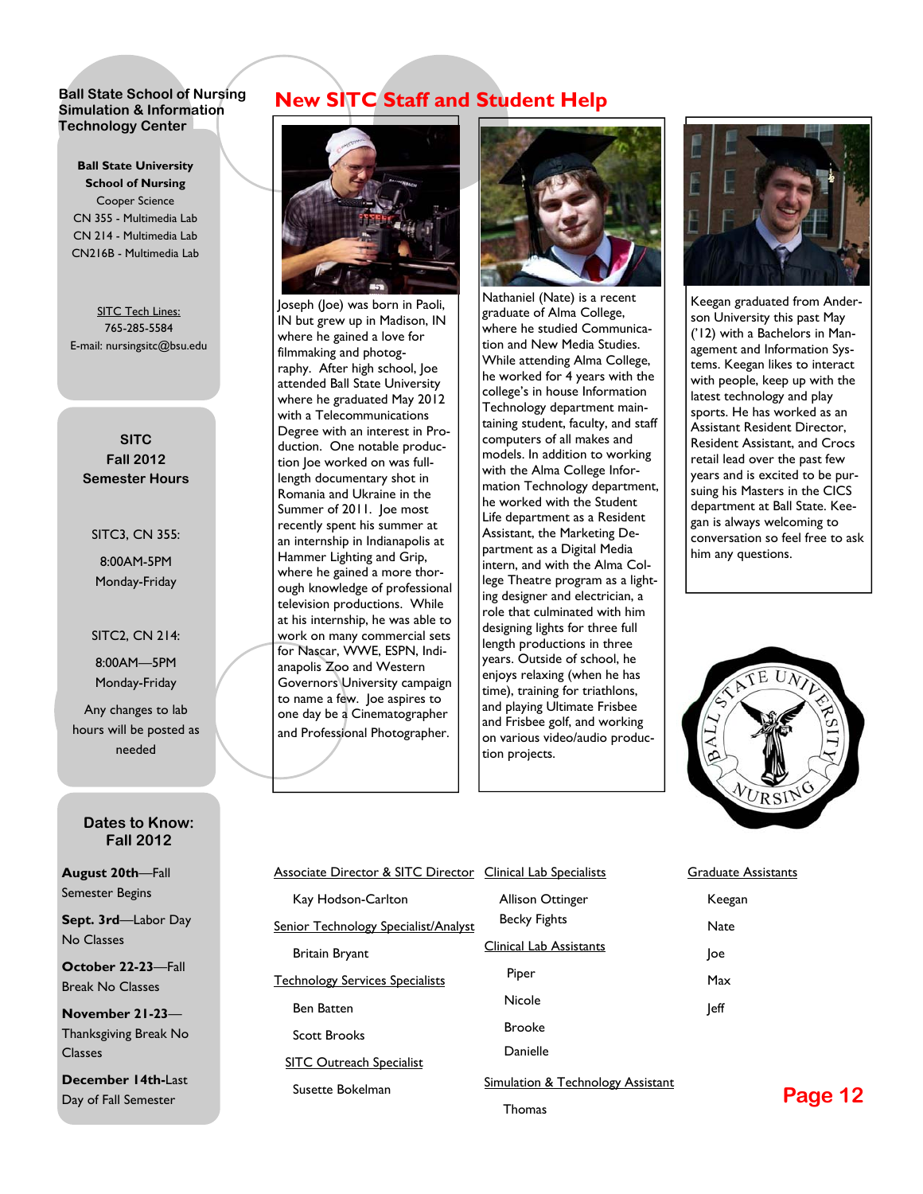**Ball State School of Nursing Simulation & Information Technology Center**

**Ball State University**
**School of Nursing**
Cooper Science
CN 355 - Multimedia Lab
CN 214 - Multimedia Lab
CN216B - Multimedia Lab

SITC Tech Lines:
765-285-5584
E-mail: nursingsitc@bsu.edu

**SITC**
**Fall 2012**
**Semester Hours**

SITC3, CN 355:

8:00AM-5PM
Monday-Friday

SITC2, CN 214:

8:00AM—5PM
Monday-Friday

Any changes to lab hours will be posted as needed

**Dates to Know: Fall 2012**

**August 20th**—Fall Semester Begins

**Sept. 3rd**—Labor Day No Classes

**October 22-23**—Fall Break No Classes

**November 21-23**—Thanksgiving Break No Classes

**December 14th**-Last Day of Fall Semester

# New SITC Staff and Student Help

Joseph (Joe) was born in Paoli, IN but grew up in Madison, IN where he gained a love for filmmaking and photography. After high school, Joe attended Ball State University where he graduated May 2012 with a Telecommunications Degree with an interest in Production. One notable production Joe worked on was full-length documentary shot in Romania and Ukraine in the Summer of 2011. Joe most recently spent his summer at an internship in Indianapolis at Hammer Lighting and Grip, where he gained a more thorough knowledge of professional television productions. While at his internship, he was able to work on many commercial sets for Nascar, WWE, ESPN, Indianapolis Zoo and Western Governors University campaign to name a few. Joe aspires to one day be a Cinematographer and Professional Photographer.

Nathaniel (Nate) is a recent graduate of Alma College, where he studied Communication and New Media Studies. While attending Alma College, he worked for 4 years with the college's in house Information Technology department maintaining student, faculty, and staff computers of all makes and models. In addition to working with the Alma College Information Technology department, he worked with the Student Life department as a Resident Assistant, the Marketing Department as a Digital Media intern, and with the Alma College Theatre program as a lighting designer and electrician, a role that culminated with him designing lights for three full length productions in three years. Outside of school, he enjoys relaxing (when he has time), training for triathlons, and playing Ultimate Frisbee and Frisbee golf, and working on various video/audio production projects.

Keegan graduated from Anderson University this past May ('12) with a Bachelors in Management and Information Systems. Keegan likes to interact with people, keep up with the latest technology and play sports. He has worked as an Assistant Resident Director, Resident Assistant, and Crocs retail lead over the past few years and is excited to be pursuing his Masters in the CICS department at Ball State. Keegan is always welcoming to conversation so feel free to ask him any questions.

Associate Director & SITC Director

Kay Hodson-Carlton

Senior Technology Specialist/Analyst

Britain Bryant

Technology Services Specialists

Ben Batten

Scott Brooks

SITC Outreach Specialist

Susette Bokelman

Clinical Lab Specialists

Allison Ottinger

Becky Fights

Clinical Lab Assistants

Piper

Nicole

Brooke

Danielle

Simulation & Technology Assistant

Thomas

Graduate Assistants

Keegan

Nate

Joe

Max

Jeff